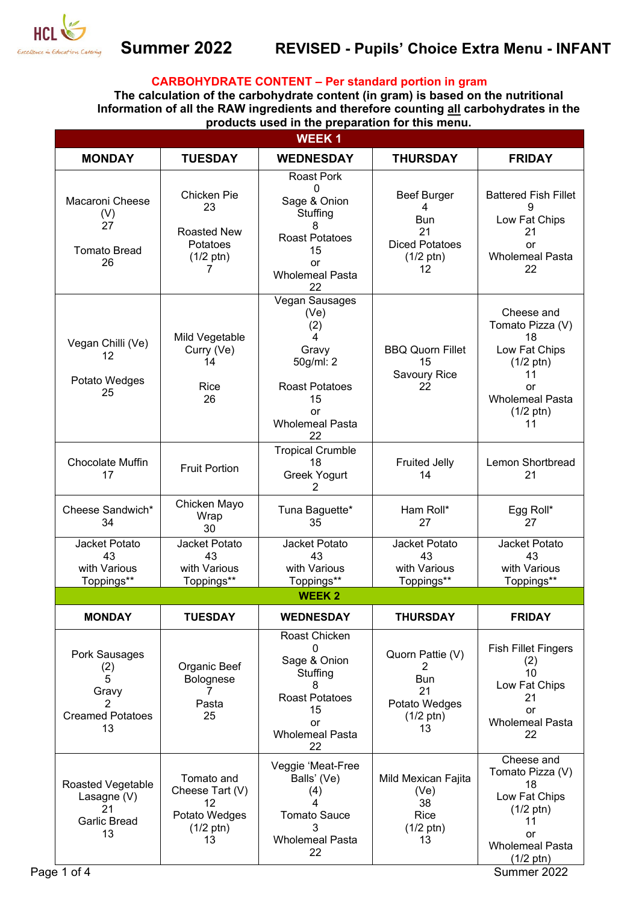# Summer 2022 REVISED - Pupils' Choice Extra Menu - INFANT

**CARBOHYDRATE CONTENT – Per standard portion in gram**

**The calculation of the carbohydrate content (in gram) is based on the nutritional Information of all the RAW ingredients and therefore counting all carbohydrates in the products used in the preparation for this menu.**

| WEEK 1 | | | | |
|---|---|---|---|---|
| **MONDAY** | **TUESDAY** | **WEDNESDAY** | **THURSDAY** | **FRIDAY** |
| Macaroni Cheese (V) 27<br><br>Tomato Bread 26 | Chicken Pie 23<br><br>Roasted New Potatoes (1/2 ptn) 7 | Roast Pork 0<br>Sage & Onion Stuffing 8<br>Roast Potatoes 15<br>or<br>Wholemeal Pasta 22 | Beef Burger 4<br>Bun 21<br>Diced Potatoes (1/2 ptn) 12 | Battered Fish Fillet 9<br>Low Fat Chips 21<br>or<br>Wholemeal Pasta 22 |
| Vegan Chilli (Ve) 12<br><br>Potato Wedges 25 | Mild Vegetable Curry (Ve) 14<br><br>Rice 26 | Vegan Sausages (Ve) (2) 4<br>Gravy 50g/ml: 2<br><br>Roast Potatoes 15<br>or<br>Wholemeal Pasta 22 | BBQ Quorn Fillet 15<br>Savoury Rice 22 | Cheese and Tomato Pizza (V) 18<br>Low Fat Chips (1/2 ptn) 11<br>or<br>Wholemeal Pasta (1/2 ptn) 11 |
| Chocolate Muffin 17 | Fruit Portion | Tropical Crumble 18<br>Greek Yogurt 2 | Fruited Jelly 14 | Lemon Shortbread 21 |
| Cheese Sandwich* 34 | Chicken Mayo Wrap 30 | Tuna Baguette* 35 | Ham Roll* 27 | Egg Roll* 27 |
| Jacket Potato 43 with Various Toppings** | Jacket Potato 43 with Various Toppings** | Jacket Potato 43 with Various Toppings** | Jacket Potato 43 with Various Toppings** | Jacket Potato 43 with Various Toppings** |
| **WEEK 2** | | | | |
| **MONDAY** | **TUESDAY** | **WEDNESDAY** | **THURSDAY** | **FRIDAY** |
| Pork Sausages (2) 5<br>Gravy 2<br>Creamed Potatoes 13 | Organic Beef Bolognese 7<br>Pasta 25 | Roast Chicken 0<br>Sage & Onion Stuffing 8<br>Roast Potatoes 15<br>or<br>Wholemeal Pasta 22 | Quorn Pattie (V) 2<br>Bun 21<br>Potato Wedges (1/2 ptn) 13 | Fish Fillet Fingers (2) 10<br>Low Fat Chips 21<br>or<br>Wholemeal Pasta 22 |
| Roasted Vegetable Lasagne (V) 21<br>Garlic Bread 13 | Tomato and Cheese Tart (V) 12<br>Potato Wedges (1/2 ptn) 13 | Veggie 'Meat-Free Balls' (Ve) (4) 4<br>Tomato Sauce 3<br>Wholemeal Pasta 22 | Mild Mexican Fajita (Ve) 38<br>Rice (1/2 ptn) 13 | Cheese and Tomato Pizza (V) 18<br>Low Fat Chips (1/2 ptn) 11<br>or<br>Wholemeal Pasta (1/2 ptn) |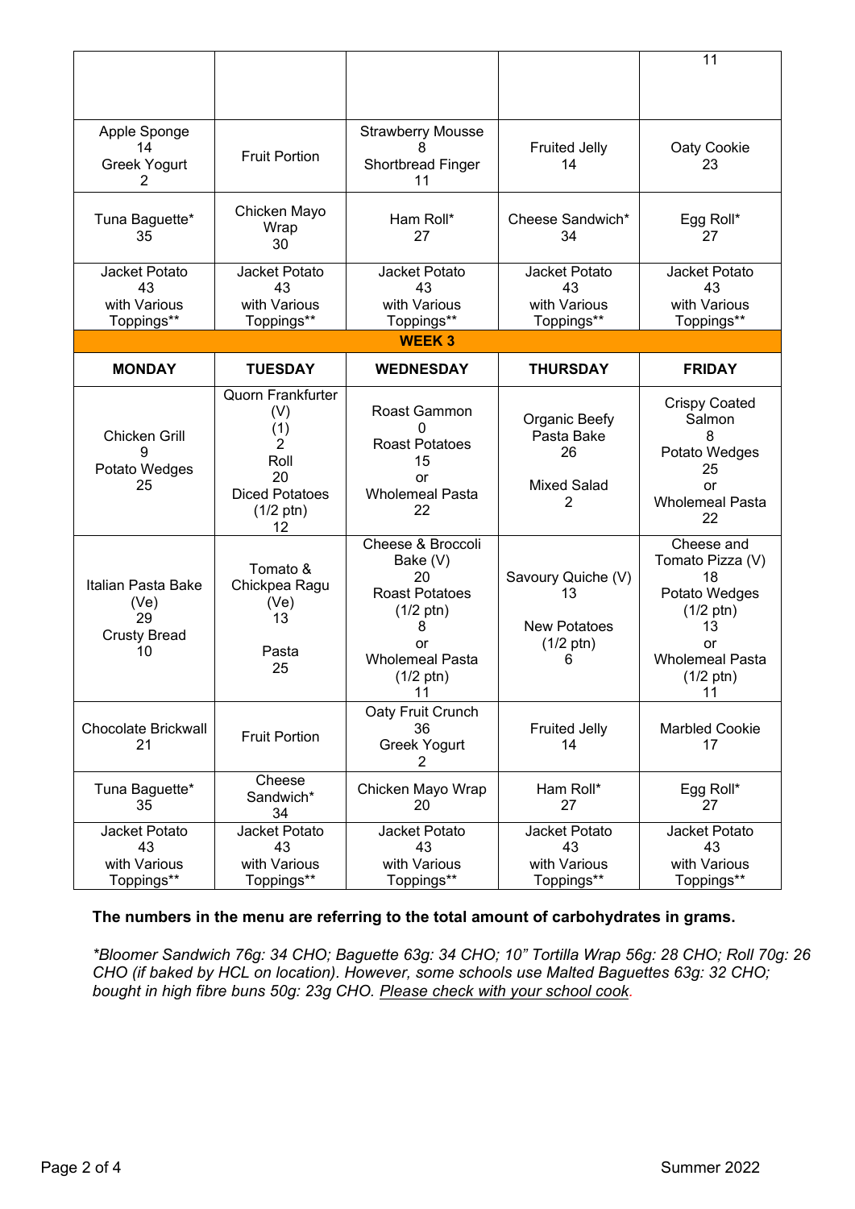| | | | | |
|---|---|---|---|---|
| | | | | 11 |
| Apple Sponge 14 Greek Yogurt 2 | Fruit Portion | Strawberry Mousse 8 Shortbread Finger 11 | Fruited Jelly 14 | Oaty Cookie 23 |
| Tuna Baguette* 35 | Chicken Mayo Wrap 30 | Ham Roll* 27 | Cheese Sandwich* 34 | Egg Roll* 27 |
| Jacket Potato 43 with Various Toppings** | Jacket Potato 43 with Various Toppings** | Jacket Potato 43 with Various Toppings** | Jacket Potato 43 with Various Toppings** | Jacket Potato 43 with Various Toppings** |
| | | **WEEK 3** | | |
| **MONDAY** | **TUESDAY** | **WEDNESDAY** | **THURSDAY** | **FRIDAY** |
| Chicken Grill 9 Potato Wedges 25 | Quorn Frankfurter (V) (1) 2 Roll 20 Diced Potatoes (1/2 ptn) 12 | Roast Gammon 0 Roast Potatoes 15 or Wholemeal Pasta 22 | Organic Beefy Pasta Bake 26 Mixed Salad 2 | Crispy Coated Salmon 8 Potato Wedges 25 or Wholemeal Pasta 22 |
| Italian Pasta Bake (Ve) 29 Crusty Bread 10 | Tomato & Chickpea Ragu (Ve) 13 Pasta 25 | Cheese & Broccoli Bake (V) 20 Roast Potatoes (1/2 ptn) 8 or Wholemeal Pasta (1/2 ptn) 11 | Savoury Quiche (V) 13 New Potatoes (1/2 ptn) 6 | Cheese and Tomato Pizza (V) 18 Potato Wedges (1/2 ptn) 13 or Wholemeal Pasta (1/2 ptn) 11 |
| Chocolate Brickwall 21 | Fruit Portion | Oaty Fruit Crunch 36 Greek Yogurt 2 | Fruited Jelly 14 | Marbled Cookie 17 |
| Tuna Baguette* 35 | Cheese Sandwich* 34 | Chicken Mayo Wrap 20 | Ham Roll* 27 | Egg Roll* 27 |
| Jacket Potato 43 with Various Toppings** | Jacket Potato 43 with Various Toppings** | Jacket Potato 43 with Various Toppings** | Jacket Potato 43 with Various Toppings** | Jacket Potato 43 with Various Toppings** |

**The numbers in the menu are referring to the total amount of carbohydrates in grams.**

*\*Bloomer Sandwich 76g: 34 CHO; Baguette 63g: 34 CHO; 10" Tortilla Wrap 56g: 28 CHO; Roll 70g: 26 CHO (if baked by HCL on location). However, some schools use Malted Baguettes 63g: 32 CHO; bought in high fibre buns 50g: 23g CHO. <u>Please check with your school cook</u>.*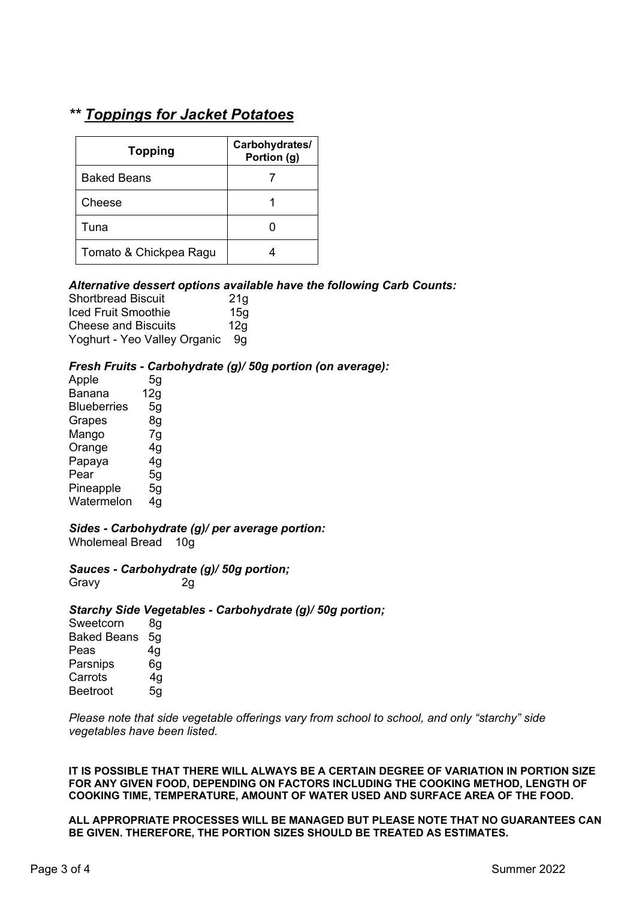## *** ***Toppings for Jacket Potatoes***

| Topping | Carbohydrates/ Portion (g) |
|---|---|
| Baked Beans | 7 |
| Cheese | 1 |
| Tuna | 0 |
| Tomato & Chickpea Ragu | 4 |

***Alternative dessert options available have the following Carb Counts:***

Shortbread Biscuit 21g
Iced Fruit Smoothie 15g
Cheese and Biscuits 12g
Yoghurt - Yeo Valley Organic 9g

***Fresh Fruits - Carbohydrate (g)/ 50g portion (on average):***

Apple 5g
Banana 12g
Blueberries 5g
Grapes 8g
Mango 7g
Orange 4g
Papaya 4g
Pear 5g
Pineapple 5g
Watermelon 4g

***Sides - Carbohydrate (g)/ per average portion:***

Wholemeal Bread 10g

***Sauces - Carbohydrate (g)/ 50g portion;***

Gravy 2g

***Starchy Side Vegetables - Carbohydrate (g)/ 50g portion;***

Sweetcorn 8g
Baked Beans 5g
Peas 4g
Parsnips 6g
Carrots 4g
Beetroot 5g

*Please note that side vegetable offerings vary from school to school, and only "starchy" side vegetables have been listed.*

**IT IS POSSIBLE THAT THERE WILL ALWAYS BE A CERTAIN DEGREE OF VARIATION IN PORTION SIZE FOR ANY GIVEN FOOD, DEPENDING ON FACTORS INCLUDING THE COOKING METHOD, LENGTH OF COOKING TIME, TEMPERATURE, AMOUNT OF WATER USED AND SURFACE AREA OF THE FOOD.**

**ALL APPROPRIATE PROCESSES WILL BE MANAGED BUT PLEASE NOTE THAT NO GUARANTEES CAN BE GIVEN. THEREFORE, THE PORTION SIZES SHOULD BE TREATED AS ESTIMATES.**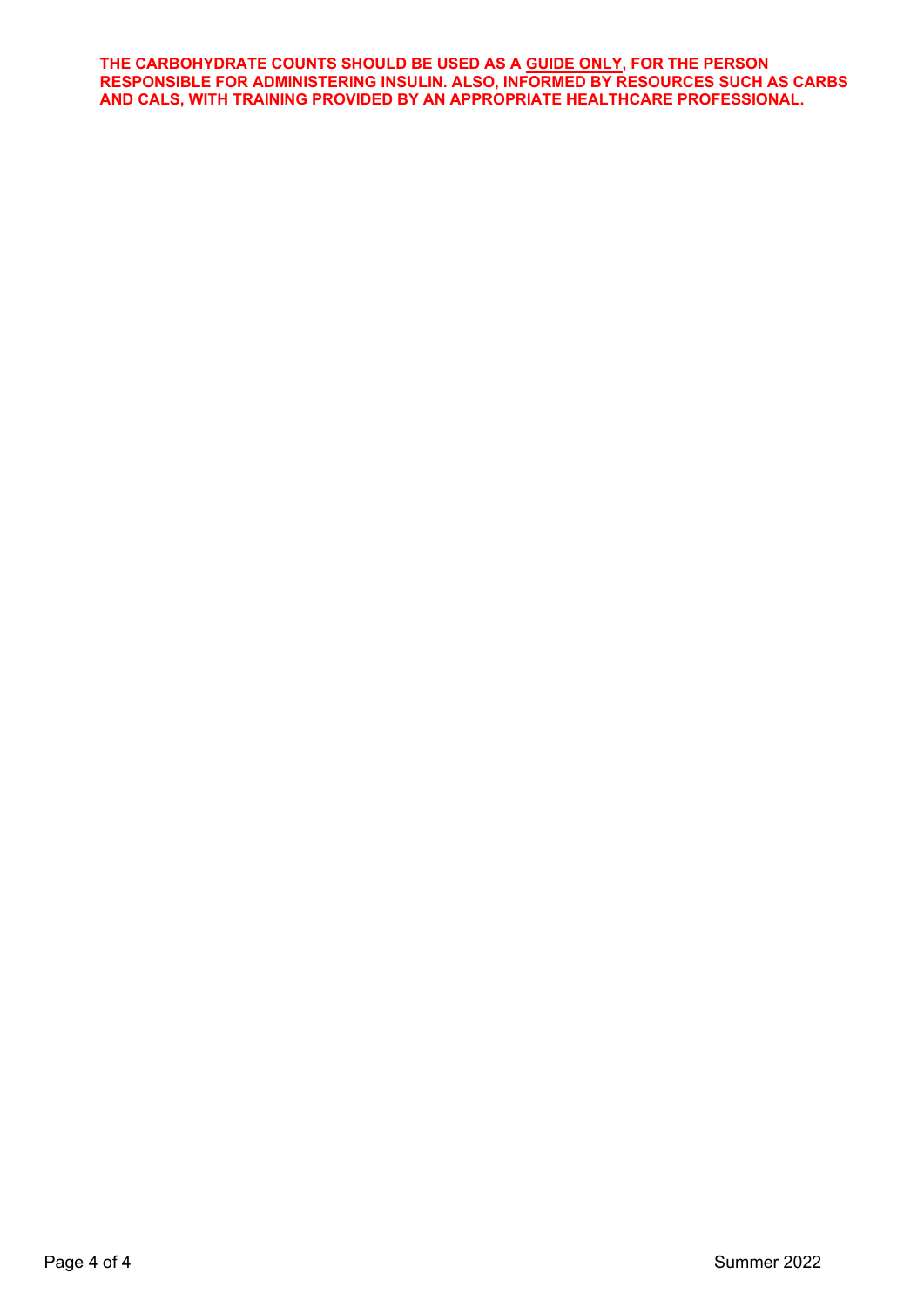**THE CARBOHYDRATE COUNTS SHOULD BE USED AS A GUIDE ONLY, FOR THE PERSON RESPONSIBLE FOR ADMINISTERING INSULIN. ALSO, INFORMED BY RESOURCES SUCH AS CARBS AND CALS, WITH TRAINING PROVIDED BY AN APPROPRIATE HEALTHCARE PROFESSIONAL.**